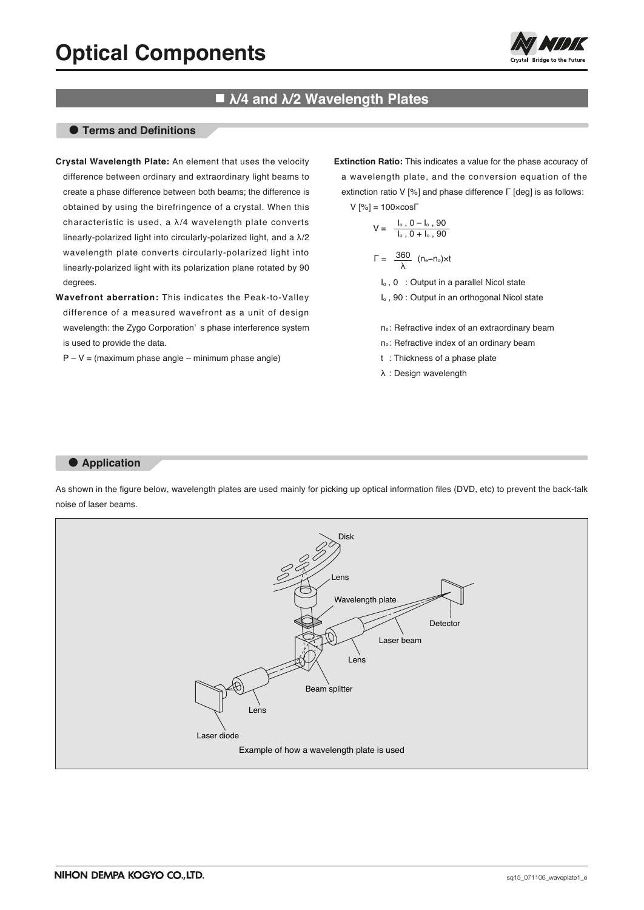# Optical Components

## ■ λ/4 and λ/2 Wavelength Plates

### ● Terms and Definitions

**Crystal Wavelength Plate:** An element that uses the velocity difference between ordinary and extraordinary light beams to create a phase difference between both beams; the difference is obtained by using the birefringence of a crystal. When this characteristic is used, a λ/4 wavelength plate converts linearly-polarized light into circularly-polarized light, and a λ/2 wavelength plate converts circularly-polarized light into linearly-polarized light with its polarization plane rotated by 90 degrees.

**Wavefront aberration:** This indicates the Peak-to-Valley difference of a measured wavefront as a unit of design wavelength: the Zygo Corporation' s phase interference system is used to provide the data.

P – V = (maximum phase angle – minimum phase angle)

**Extinction Ratio:** This indicates a value for the phase accuracy of a wavelength plate, and the conversion equation of the extinction ratio V [%] and phase difference Γ [deg] is as follows:

$$V\,[\%] = 100 \times \cos\Gamma$$

$$V = \frac{I_{o,0} - I_{o,90}}{I_{o,0} + I_{o,90}}$$

$$\Gamma = \frac{360}{\lambda}(n_e - n_o) \times t$$

$I_{o,0}$ : Output in a parallel Nicol state

$I_{o,90}$ : Output in an orthogonal Nicol state

$n_e$: Refractive index of an extraordinary beam

$n_o$: Refractive index of an ordinary beam

t : Thickness of a phase plate

λ : Design wavelength

### ● Application

As shown in the figure below, wavelength plates are used mainly for picking up optical information files (DVD, etc) to prevent the back-talk noise of laser beams.

Disk
Lens
Wavelength plate
Detector
Laser beam
Lens
Beam splitter
Lens
Laser diode

Example of how a wavelength plate is used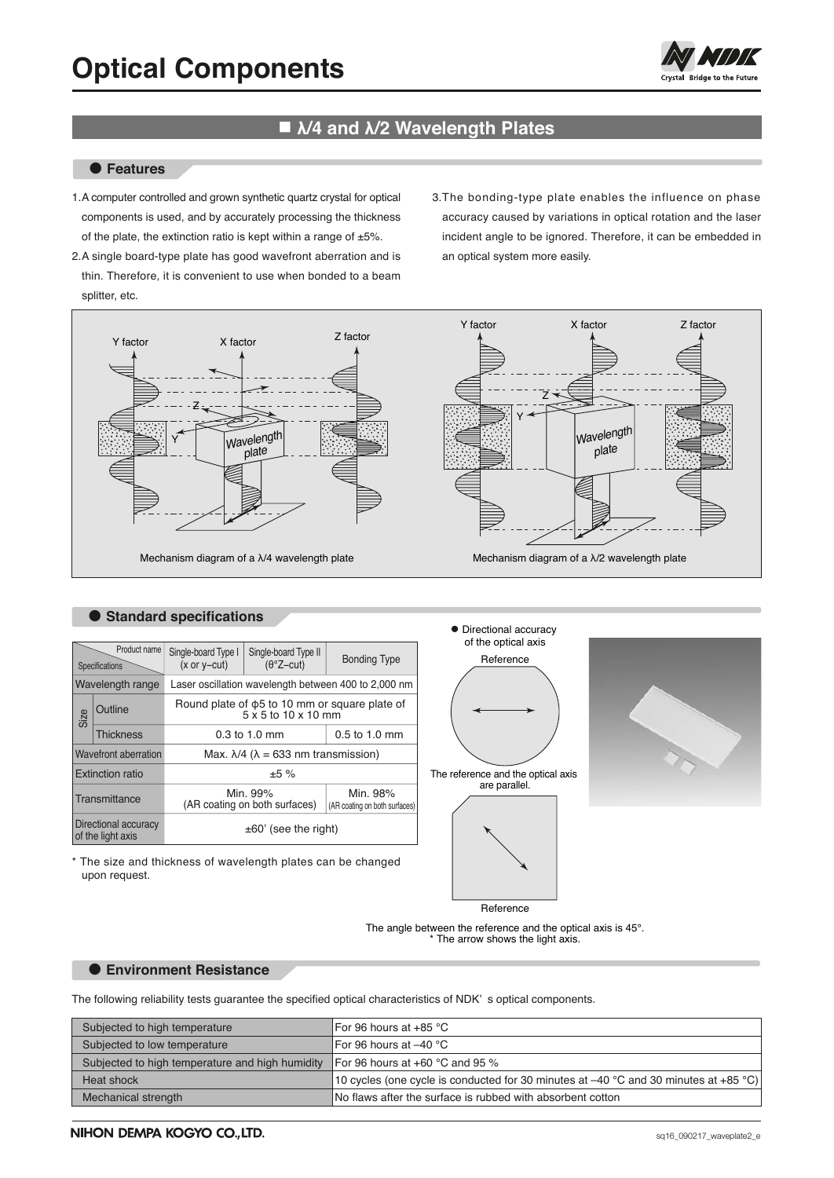# Optical Components

## ■ λ/4 and λ/2 Wavelength Plates

### ● Features

1. A computer controlled and grown synthetic quartz crystal for optical components is used, and by accurately processing the thickness of the plate, the extinction ratio is kept within a range of ±5%.
2. A single board-type plate has good wavefront aberration and is thin. Therefore, it is convenient to use when bonded to a beam splitter, etc.
3. The bonding-type plate enables the influence on phase accuracy caused by variations in optical rotation and the laser incident angle to be ignored. Therefore, it can be embedded in an optical system more easily.

Y factor
X factor
Z factor
Z
Y
Wavelength plate

Mechanism diagram of a λ/4 wavelength plate

Y factor
X factor
Z factor
Z
Y
Wavelength plate

Mechanism diagram of a λ/2 wavelength plate

### ● Standard specifications

| Specifications / Product name | | Single-board Type I (x or y–cut) | Single-board Type II (θ°Z–cut) | Bonding Type |
|---|---|---|---|---|
| Wavelength range | | Laser oscillation wavelength between 400 to 2,000 nm | | |
| Size | Outline | Round plate of ϕ5 to 10 mm or square plate of 5 x 5 to 10 x 10 mm | | |
| | Thickness | 0.3 to 1.0 mm | | 0.5 to 1.0 mm |
| Wavefront aberration | | Max. λ/4 (λ = 633 nm transmission) | | |
| Extinction ratio | | ±5 % | | |
| Transmittance | | Min. 99% (AR coating on both surfaces) | | Min. 98% (AR coating on both surfaces) |
| Directional accuracy of the light axis | | ±60' (see the right) | | |

\* The size and thickness of wavelength plates can be changed upon request.

● Directional accuracy of the optical axis

Reference

The reference and the optical axis are parallel.

Reference

The angle between the reference and the optical axis is 45°.
\* The arrow shows the light axis.

### ● Environment Resistance

The following reliability tests guarantee the specified optical characteristics of NDK' s optical components.

| | |
|---|---|
| Subjected to high temperature | For 96 hours at +85 °C |
| Subjected to low temperature | For 96 hours at –40 °C |
| Subjected to high temperature and high humidity | For 96 hours at +60 °C and 95 % |
| Heat shock | 10 cycles (one cycle is conducted for 30 minutes at –40 °C and 30 minutes at +85 °C) |
| Mechanical strength | No flaws after the surface is rubbed with absorbent cotton |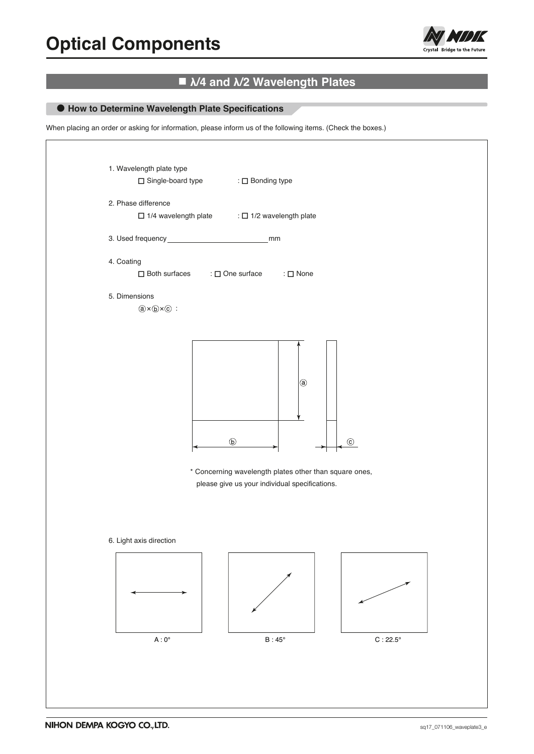# Optical Components

## ■ λ/4 and λ/2 Wavelength Plates

### ● How to Determine Wavelength Plate Specifications

When placing an order or asking for information, please inform us of the following items. (Check the boxes.)

1. Wavelength plate type
   □ Single-board type : □ Bonding type

2. Phase difference
   □ 1/4 wavelength plate : □ 1/2 wavelength plate

3. Used frequency ________________________ mm

4. Coating
   □ Both surfaces : □ One surface : □ None

5. Dimensions
   ⓐ×ⓑ×ⓒ :

ⓐ

ⓑ

ⓒ

\* Concerning wavelength plates other than square ones, please give us your individual specifications.

6. Light axis direction

A : 0°

B : 45°

C : 22.5°